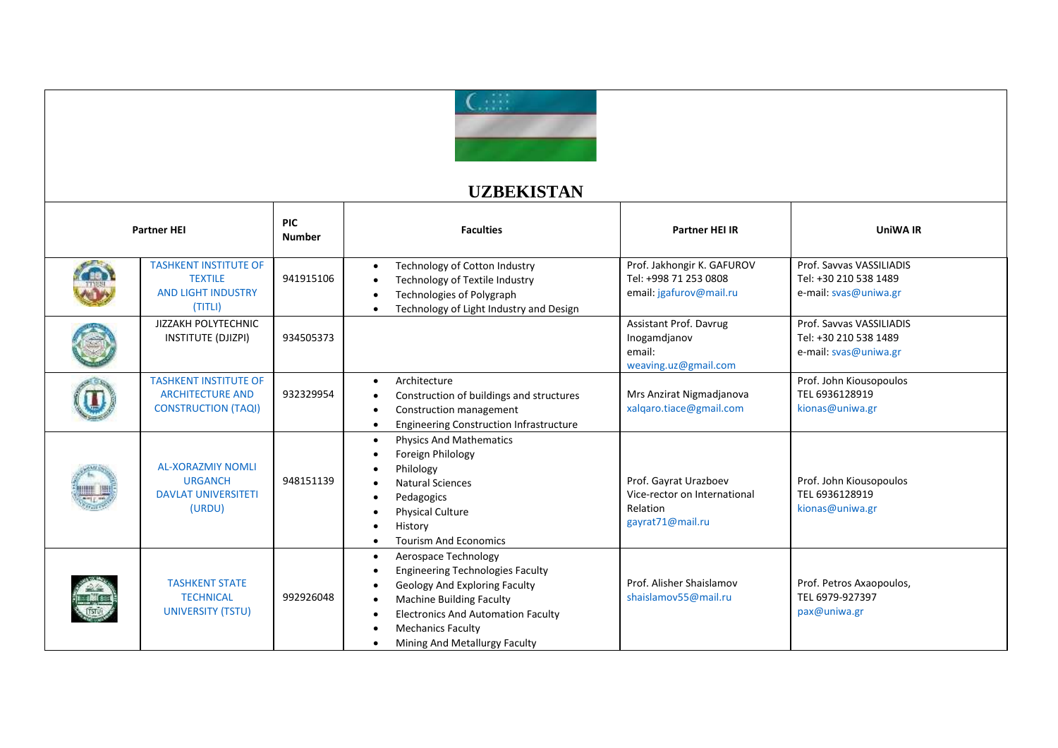## UZBEKISTAN

| Partner HEI | | PIC Number | Faculties | Partner HEI IR | UniWA IR |
|---|---|---|---|---|---|
| | TASHKENT INSTITUTE OF TEXTILE AND LIGHT INDUSTRY (TITLI) | 941915106 | • Technology of Cotton Industry<br>• Technology of Textile Industry<br>• Technologies of Polygraph<br>• Technology of Light Industry and Design | Prof. Jakhongir K. GAFUROV<br>Tel: +998 71 253 0808<br>email: jgafurov@mail.ru | Prof. Savvas VASSILIADIS<br>Tel: +30 210 538 1489<br>e-mail: svas@uniwa.gr |
| | JIZZAKH POLYTECHNIC INSTITUTE (DJIZPI) | 934505373 | | Assistant Prof. Davrug Inogamdjanov<br>email:<br>weaving.uz@gmail.com | Prof. Savvas VASSILIADIS<br>Tel: +30 210 538 1489<br>e-mail: svas@uniwa.gr |
| | TASHKENT INSTITUTE OF ARCHITECTURE AND CONSTRUCTION (TAQI) | 932329954 | • Architecture<br>• Construction of buildings and structures<br>• Construction management<br>• Engineering Construction Infrastructure | Mrs Anzirat Nigmadjanova<br>xalqaro.tiace@gmail.com | Prof. John Kiousopoulos<br>TEL 6936128919<br>kionas@uniwa.gr |
| | AL-XORAZMIY NOMLI URGANCH DAVLAT UNIVERSITETI (URDU) | 948151139 | • Physics And Mathematics<br>• Foreign Philology<br>• Philology<br>• Natural Sciences<br>• Pedagogics<br>• Physical Culture<br>• History<br>• Tourism And Economics | Prof. Gayrat Urazboev<br>Vice-rector on International Relation<br>gayrat71@mail.ru | Prof. John Kiousopoulos<br>TEL 6936128919<br>kionas@uniwa.gr |
| | TASHKENT STATE TECHNICAL UNIVERSITY (TSTU) | 992926048 | • Aerospace Technology<br>• Engineering Technologies Faculty<br>• Geology And Exploring Faculty<br>• Machine Building Faculty<br>• Electronics And Automation Faculty<br>• Mechanics Faculty<br>• Mining And Metallurgy Faculty | Prof. Alisher Shaislamov<br>shaislamov55@mail.ru | Prof. Petros Axaopoulos,<br>TEL 6979-927397<br>pax@uniwa.gr |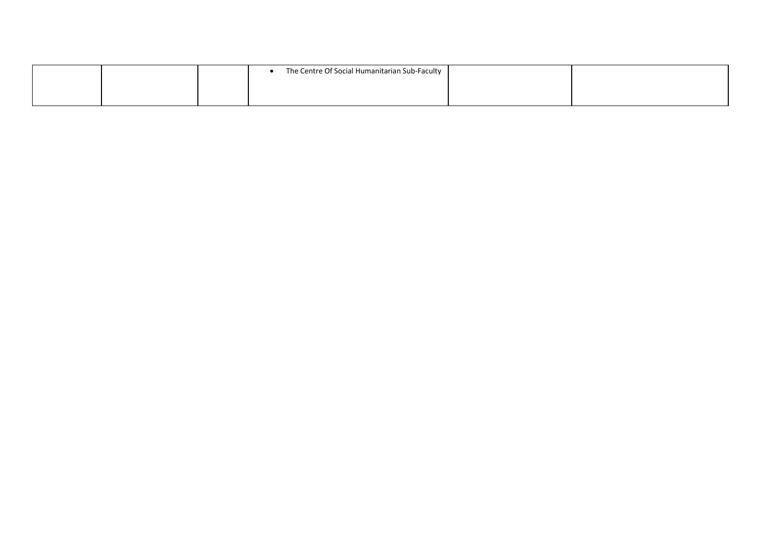| | | | | | |
|---|---|---|---|---|---|
| | | | • The Centre Of Social Humanitarian Sub-Faculty | | |